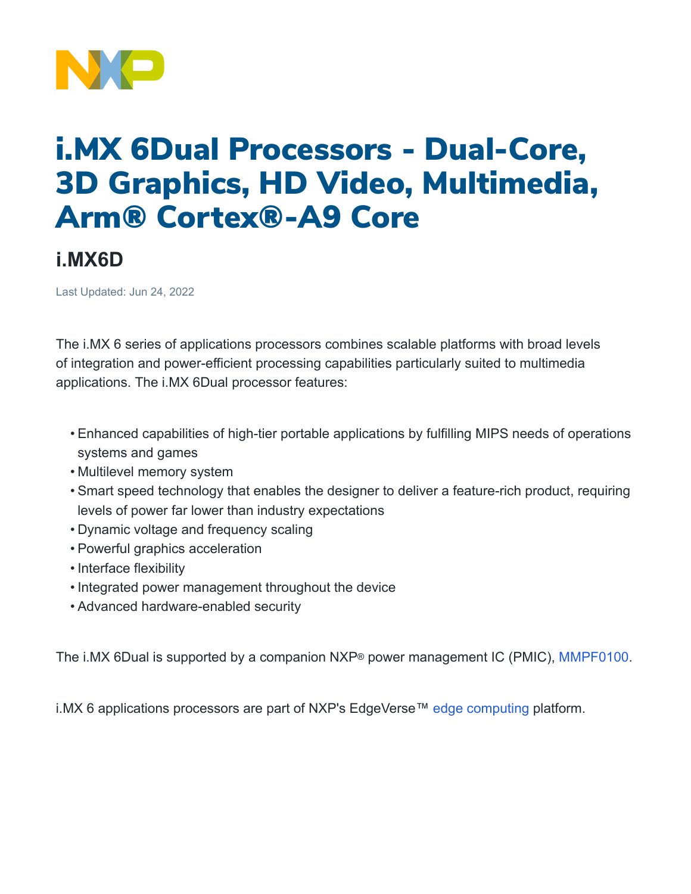# i.MX 6Dual Processors - Dual-Core, 3D Graphics, HD Video, Multimedia, Arm® Cortex®-A9 Core

## i.MX6D

Last Updated: Jun 24, 2022

The i.MX 6 series of applications processors combines scalable platforms with broad levels of integration and power-efficient processing capabilities particularly suited to multimedia applications. The i.MX 6Dual processor features:

- Enhanced capabilities of high-tier portable applications by fulfilling MIPS needs of operations systems and games
- Multilevel memory system
- Smart speed technology that enables the designer to deliver a feature-rich product, requiring levels of power far lower than industry expectations
- Dynamic voltage and frequency scaling
- Powerful graphics acceleration
- Interface flexibility
- Integrated power management throughout the device
- Advanced hardware-enabled security

The i.MX 6Dual is supported by a companion NXP® power management IC (PMIC), MMPF0100.

i.MX 6 applications processors are part of NXP's EdgeVerse™ edge computing platform.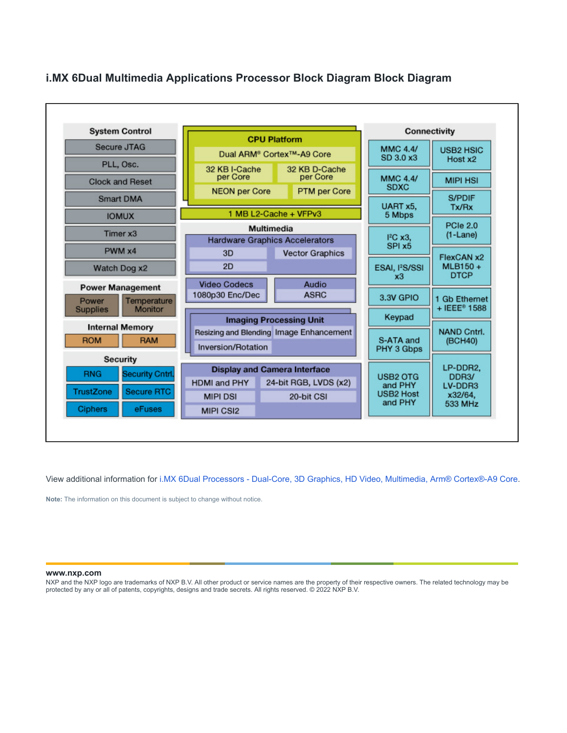## i.MX 6Dual Multimedia Applications Processor Block Diagram Block Diagram

**System Control**
- Secure JTAG
- PLL, Osc.
- Clock and Reset
- Smart DMA
- IOMUX
- Timer x3
- PWM x4
- Watch Dog x2

**Power Management**
- Power Supplies
- Temperature Monitor

**Internal Memory**
- ROM
- RAM

**Security**
- RNG
- Security Cntrl.
- TrustZone
- Secure RTC
- Ciphers
- eFuses

**CPU Platform**
- Dual ARM® Cortex™-A9 Core
- 32 KB I-Cache per Core
- 32 KB D-Cache per Core
- NEON per Core
- PTM per Core
- 1 MB L2-Cache + VFPv3

**Multimedia**
- Hardware Graphics Accelerators
  - 3D
  - Vector Graphics
  - 2D
- Video Codecs
  - 1080p30 Enc/Dec
- Audio
  - ASRC
- Imaging Processing Unit
  - Resizing and Blending
  - Image Enhancement
  - Inversion/Rotation

**Display and Camera Interface**
- HDMI and PHY
- 24-bit RGB, LVDS (x2)
- MIPI DSI
- 20-bit CSI
- MIPI CSI2

**Connectivity**
- MMC 4.4/ SD 3.0 x3
- USB2 HSIC Host x2
- MMC 4.4/ SDXC
- MIPI HSI
- S/PDIF Tx/Rx
- UART x5, 5 Mbps
- PCIe 2.0 (1-Lane)
- I²C x3, SPI x5
- FlexCAN x2
- MLB150 + DTCP
- ESAI, I²S/SSI x3
- 3.3V GPIO
- 1 Gb Ethernet + IEEE® 1588
- Keypad
- NAND Cntrl. (BCH40)
- S-ATA and PHY 3 Gbps
- USB2 OTG and PHY
- USB2 Host and PHY
- LP-DDR2, DDR3/ LV-DDR3 x32/64, 533 MHz

View additional information for i.MX 6Dual Processors - Dual-Core, 3D Graphics, HD Video, Multimedia, Arm® Cortex®-A9 Core.

**Note:** The information on this document is subject to change without notice.

**www.nxp.com**

NXP and the NXP logo are trademarks of NXP B.V. All other product or service names are the property of their respective owners. The related technology may be protected by any or all of patents, copyrights, designs and trade secrets. All rights reserved. © 2022 NXP B.V.